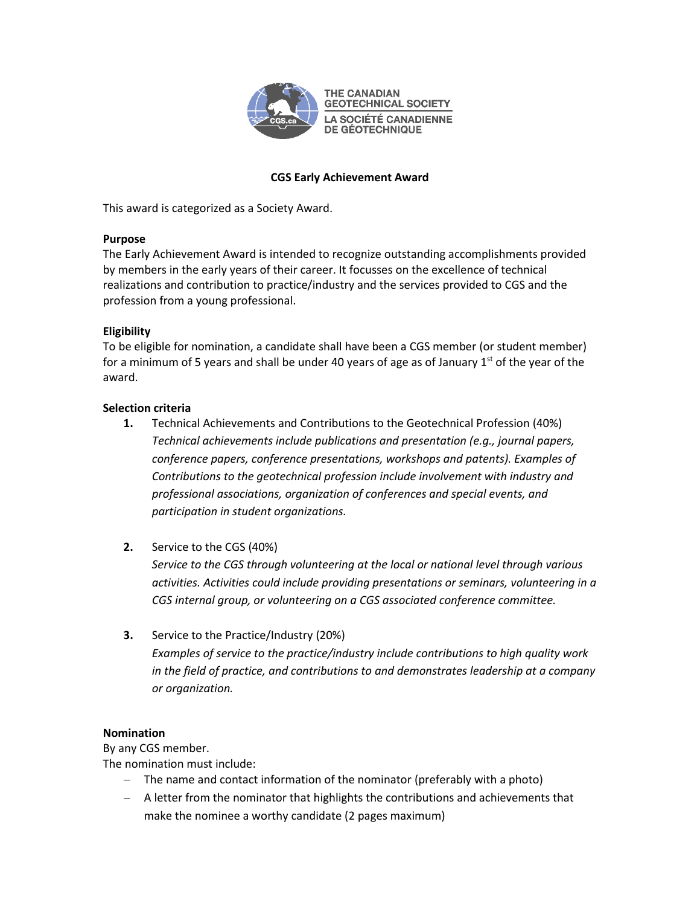THE CANADIAN GEOTECHNICAL SOCIETY
LA SOCIÉTÉ CANADIENNE DE GÉOTECHNIQUE

# CGS Early Achievement Award

This award is categorized as a Society Award.

**Purpose**
The Early Achievement Award is intended to recognize outstanding accomplishments provided by members in the early years of their career. It focusses on the excellence of technical realizations and contribution to practice/industry and the services provided to CGS and the profession from a young professional.

**Eligibility**
To be eligible for nomination, a candidate shall have been a CGS member (or student member) for a minimum of 5 years and shall be under 40 years of age as of January 1st of the year of the award.

**Selection criteria**

1. Technical Achievements and Contributions to the Geotechnical Profession (40%)
   *Technical achievements include publications and presentation (e.g., journal papers, conference papers, conference presentations, workshops and patents). Examples of Contributions to the geotechnical profession include involvement with industry and professional associations, organization of conferences and special events, and participation in student organizations.*

2. Service to the CGS (40%)
   *Service to the CGS through volunteering at the local or national level through various activities. Activities could include providing presentations or seminars, volunteering in a CGS internal group, or volunteering on a CGS associated conference committee.*

3. Service to the Practice/Industry (20%)
   *Examples of service to the practice/industry include contributions to high quality work in the field of practice, and contributions to and demonstrates leadership at a company or organization.*

**Nomination**
By any CGS member.
The nomination must include:

- The name and contact information of the nominator (preferably with a photo)
- A letter from the nominator that highlights the contributions and achievements that make the nominee a worthy candidate (2 pages maximum)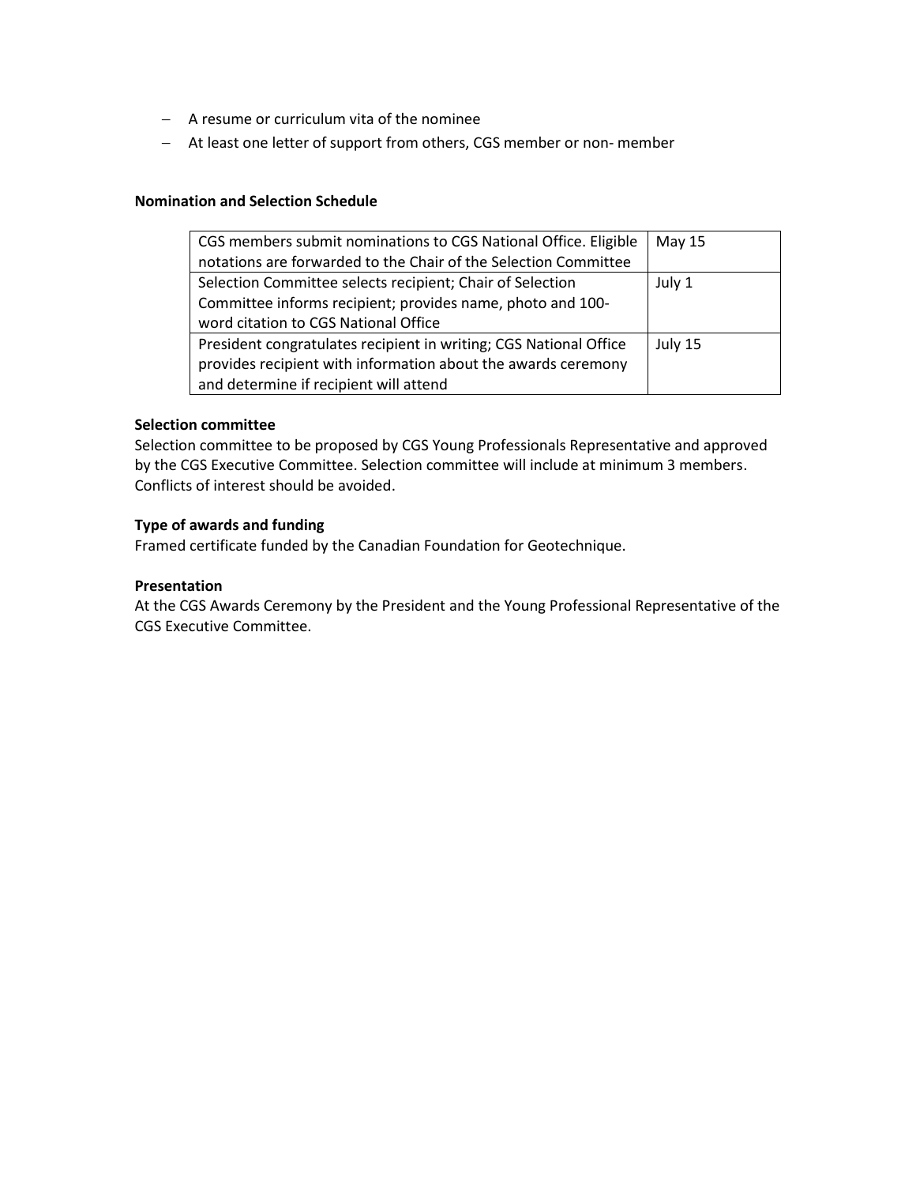- A resume or curriculum vita of the nominee
- At least one letter of support from others, CGS member or non- member

**Nomination and Selection Schedule**

| | |
|---|---|
| CGS members submit nominations to CGS National Office. Eligible notations are forwarded to the Chair of the Selection Committee | May 15 |
| Selection Committee selects recipient; Chair of Selection Committee informs recipient; provides name, photo and 100-word citation to CGS National Office | July 1 |
| President congratulates recipient in writing; CGS National Office provides recipient with information about the awards ceremony and determine if recipient will attend | July 15 |

**Selection committee**

Selection committee to be proposed by CGS Young Professionals Representative and approved by the CGS Executive Committee. Selection committee will include at minimum 3 members. Conflicts of interest should be avoided.

**Type of awards and funding**

Framed certificate funded by the Canadian Foundation for Geotechnique.

**Presentation**

At the CGS Awards Ceremony by the President and the Young Professional Representative of the CGS Executive Committee.